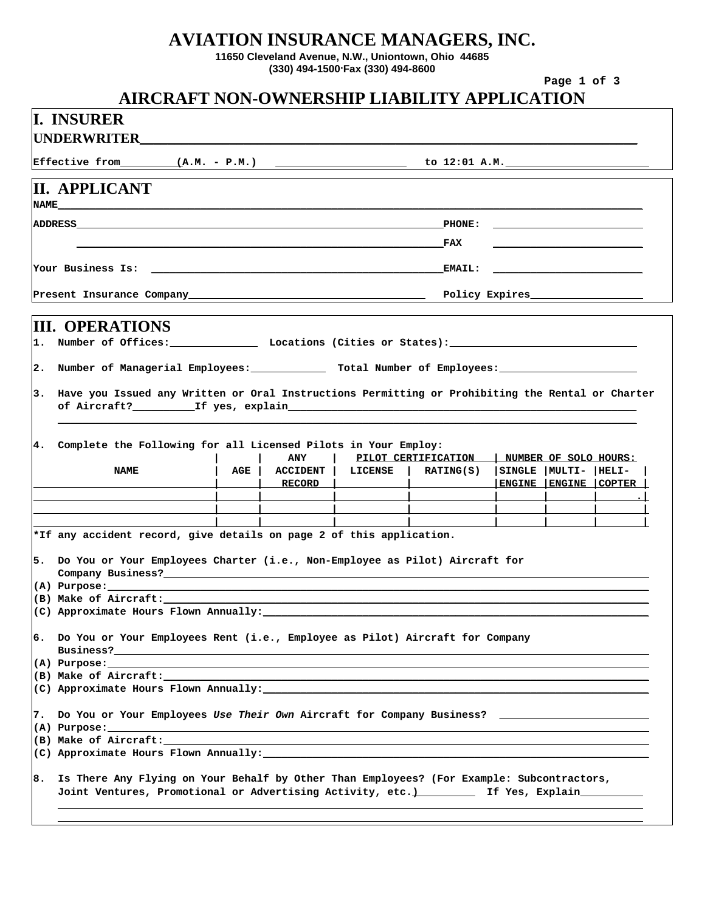# AVIATION INSURANCE MANAGERS, INC.

**11650 Cleveland Avenue, N.W., Uniontown, Ohio 44685**
**(330) 494-1500·Fax (330) 494-8600**

## AIRCRAFT NON-OWNERSHIP LIABILITY APPLICATION

## I. INSURER

**UNDERWRITER**\_\_\_\_\_\_\_\_\_\_\_\_\_\_\_\_\_\_\_\_\_\_\_\_\_\_\_\_\_\_\_\_\_\_\_\_\_\_\_\_\_\_\_\_

Effective from\_\_\_\_\_\_\_\_(A.M. - P.M.) \_\_\_\_\_\_\_\_\_\_\_\_\_\_\_\_\_\_\_\_ to 12:01 A.M.\_\_\_\_\_\_\_\_\_\_\_\_\_\_\_\_\_\_\_\_\_\_

## II. APPLICANT

NAME\_\_\_\_\_\_\_\_\_\_\_\_\_\_\_\_\_\_\_\_\_\_\_\_\_\_\_\_\_\_\_\_\_\_\_\_\_\_\_\_\_\_\_\_\_\_\_\_\_\_\_\_

ADDRESS\_\_\_\_\_\_\_\_\_\_\_\_\_\_\_\_\_\_\_\_\_\_\_\_\_\_\_\_\_\_\_\_\_\_\_\_\_\_\_\_ PHONE: \_\_\_\_\_\_\_\_\_\_\_\_\_\_\_\_\_\_\_\_\_\_

\_\_\_\_\_\_\_\_\_\_\_\_\_\_\_\_\_\_\_\_\_\_\_\_\_\_\_\_\_\_\_\_\_\_\_\_\_\_\_\_\_\_\_\_\_\_\_\_ FAX \_\_\_\_\_\_\_\_\_\_\_\_\_\_\_\_\_\_\_\_\_\_

Your Business Is: \_\_\_\_\_\_\_\_\_\_\_\_\_\_\_\_\_\_\_\_\_\_\_\_\_\_\_\_\_\_\_\_\_\_\_\_\_\_\_\_ EMAIL: \_\_\_\_\_\_\_\_\_\_\_\_\_\_\_\_\_\_\_\_\_\_

Present Insurance Company\_\_\_\_\_\_\_\_\_\_\_\_\_\_\_\_\_\_\_\_\_\_\_\_\_\_\_\_\_\_\_\_\_\_\_\_ Policy Expires\_\_\_\_\_\_\_\_\_\_\_\_\_\_\_\_\_\_

## III. OPERATIONS

1. Number of Offices:\_\_\_\_\_\_\_\_\_\_\_\_\_\_ Locations (Cities or States):\_\_\_\_\_\_\_\_\_\_\_\_\_\_\_\_\_\_\_\_\_\_\_\_\_\_\_\_\_\_

2. Number of Managerial Employees:\_\_\_\_\_\_\_\_\_\_\_\_ Total Number of Employees:\_\_\_\_\_\_\_\_\_\_\_\_\_\_\_\_\_\_\_\_\_\_

3. Have you Issued any Written or Oral Instructions Permitting or Prohibiting the Rental or Charter of Aircraft?\_\_\_\_\_\_\_\_\_\_If yes, explain\_\_\_\_\_\_\_\_\_\_\_\_\_\_\_\_\_\_\_\_\_\_\_\_\_\_\_\_\_\_\_\_\_\_\_\_\_\_\_\_\_\_\_\_
\_\_\_\_\_\_\_\_\_\_\_\_\_\_\_\_\_\_\_\_\_\_\_\_\_\_\_\_\_\_\_\_\_\_\_\_\_\_\_\_\_\_\_\_\_\_\_\_\_\_\_\_\_\_\_\_\_\_\_\_\_\_\_\_\_\_\_\_\_\_\_\_\_\_

4. Complete the Following for all Licensed Pilots in Your Employ:

| NAME | AGE | ANY ACCIDENT RECORD | PILOT CERTIFICATION | | NUMBER OF SOLO HOURS: | | |
|---|---|---|---|---|---|---|---|
| | | | LICENSE | RATING(S) | SINGLE ENGINE | MULTI-ENGINE | HELI-COPTER |
| | | | | | | | . |
| | | | | | | | |
| | | | | | | | |

*If any accident record, give details on page 2 of this application.

5. Do You or Your Employees Charter (i.e., Non-Employee as Pilot) Aircraft for Company Business?\_\_\_\_\_\_\_\_\_\_\_\_\_\_\_\_\_\_\_\_\_\_\_\_\_\_\_\_\_\_\_\_\_\_\_\_\_\_\_\_\_\_\_\_\_\_\_\_\_\_
(A) Purpose:\_\_\_\_\_\_\_\_\_\_\_\_\_\_\_\_\_\_\_\_\_\_\_\_\_\_\_\_\_\_\_\_\_\_\_\_\_\_\_\_\_\_\_\_\_\_\_\_\_\_\_\_\_\_\_\_
(B) Make of Aircraft:\_\_\_\_\_\_\_\_\_\_\_\_\_\_\_\_\_\_\_\_\_\_\_\_\_\_\_\_\_\_\_\_\_\_\_\_\_\_\_\_\_\_\_\_\_\_\_\_\_\_
(C) Approximate Hours Flown Annually:\_\_\_\_\_\_\_\_\_\_\_\_\_\_\_\_\_\_\_\_\_\_\_\_\_\_\_\_\_\_\_\_\_\_\_\_\_\_\_\_

6. Do You or Your Employees Rent (i.e., Employee as Pilot) Aircraft for Company Business?\_\_\_\_\_\_\_\_\_\_\_\_\_\_\_\_\_\_\_\_\_\_\_\_\_\_\_\_\_\_\_\_\_\_\_\_\_\_\_\_\_\_\_\_\_\_\_\_\_\_\_\_\_\_\_\_
(A) Purpose:\_\_\_\_\_\_\_\_\_\_\_\_\_\_\_\_\_\_\_\_\_\_\_\_\_\_\_\_\_\_\_\_\_\_\_\_\_\_\_\_\_\_\_\_\_\_\_\_\_\_\_\_\_\_\_\_
(B) Make of Aircraft:\_\_\_\_\_\_\_\_\_\_\_\_\_\_\_\_\_\_\_\_\_\_\_\_\_\_\_\_\_\_\_\_\_\_\_\_\_\_\_\_\_\_\_\_\_\_\_\_\_\_
(C) Approximate Hours Flown Annually:\_\_\_\_\_\_\_\_\_\_\_\_\_\_\_\_\_\_\_\_\_\_\_\_\_\_\_\_\_\_\_\_\_\_\_\_\_\_\_\_

7. Do You or Your Employees *Use Their Own* Aircraft for Company Business? \_\_\_\_\_\_\_\_\_\_\_\_\_\_\_\_\_\_\_\_\_\_\_\_
(A) Purpose:\_\_\_\_\_\_\_\_\_\_\_\_\_\_\_\_\_\_\_\_\_\_\_\_\_\_\_\_\_\_\_\_\_\_\_\_\_\_\_\_\_\_\_\_\_\_\_\_\_\_\_\_\_\_\_\_
(B) Make of Aircraft:\_\_\_\_\_\_\_\_\_\_\_\_\_\_\_\_\_\_\_\_\_\_\_\_\_\_\_\_\_\_\_\_\_\_\_\_\_\_\_\_\_\_\_\_\_\_\_\_\_\_
(C) Approximate Hours Flown Annually:\_\_\_\_\_\_\_\_\_\_\_\_\_\_\_\_\_\_\_\_\_\_\_\_\_\_\_\_\_\_\_\_\_\_\_\_\_\_\_\_

8. Is There Any Flying on Your Behalf by Other Than Employees? (For Example: Subcontractors, Joint Ventures, Promotional or Advertising Activity, etc.)\_\_\_\_\_\_\_\_\_ If Yes, Explain\_\_\_\_\_\_\_\_\_\_
\_\_\_\_\_\_\_\_\_\_\_\_\_\_\_\_\_\_\_\_\_\_\_\_\_\_\_\_\_\_\_\_\_\_\_\_\_\_\_\_\_\_\_\_\_\_\_\_\_\_\_\_\_\_\_\_\_\_\_\_\_\_\_\_\_\_\_\_\_\_\_\_\_\_
\_\_\_\_\_\_\_\_\_\_\_\_\_\_\_\_\_\_\_\_\_\_\_\_\_\_\_\_\_\_\_\_\_\_\_\_\_\_\_\_\_\_\_\_\_\_\_\_\_\_\_\_\_\_\_\_\_\_\_\_\_\_\_\_\_\_\_\_\_\_\_\_\_\_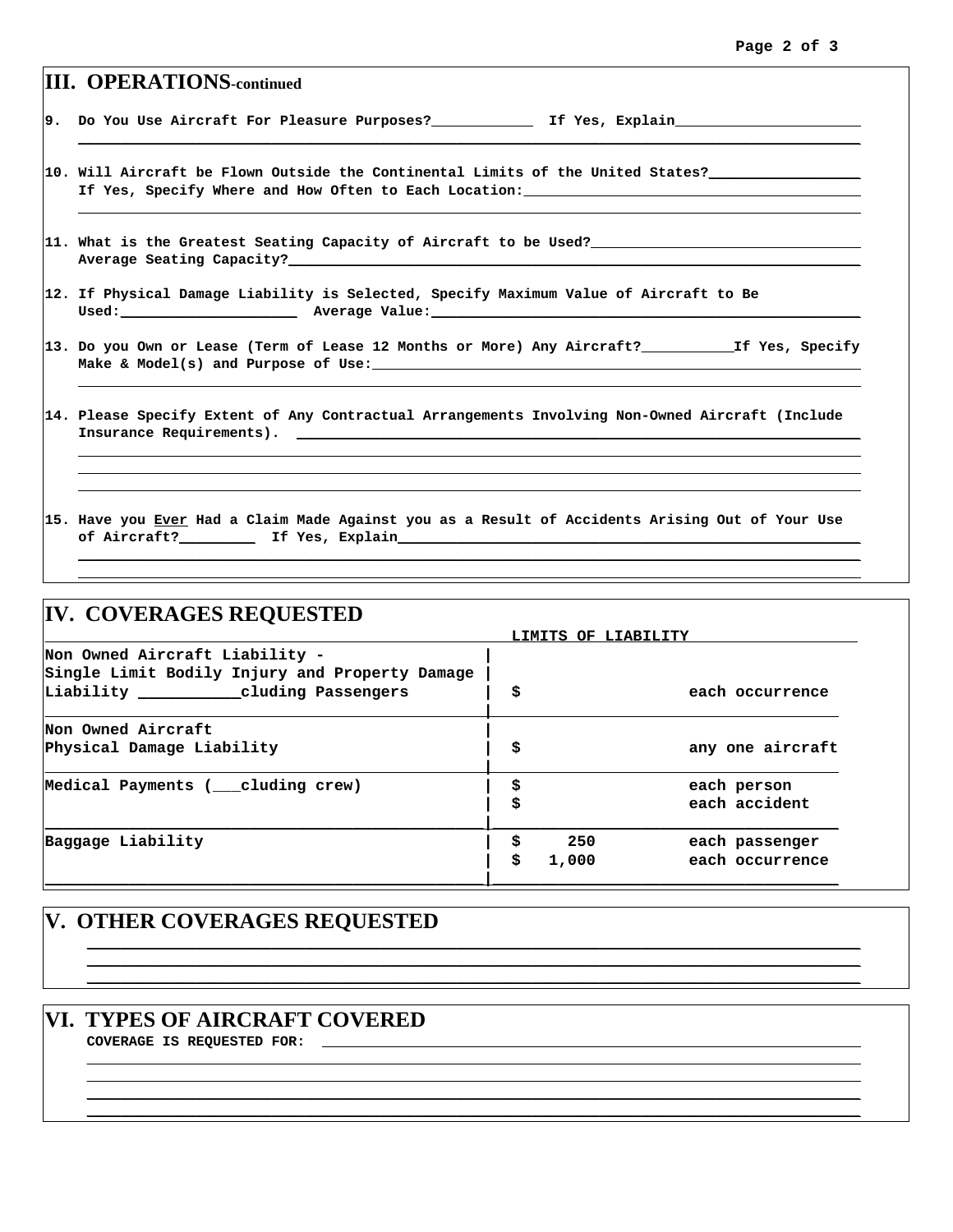## III. OPERATIONS-continued

9. Do You Use Aircraft For Pleasure Purposes?____________ If Yes, Explain______________________

10. Will Aircraft be Flown Outside the Continental Limits of the United States?________________
    If Yes, Specify Where and How Often to Each Location:________________________________________

11. What is the Greatest Seating Capacity of Aircraft to be Used?______________________________
    Average Seating Capacity?____________________________________________________________________

12. If Physical Damage Liability is Selected, Specify Maximum Value of Aircraft to Be
    Used:____________________ Average Value:______________________________________________

13. Do you Own or Lease (Term of Lease 12 Months or More) Any Aircraft?__________If Yes, Specify
    Make & Model(s) and Purpose of Use:__________________________________________________________

14. Please Specify Extent of Any Contractual Arrangements Involving Non-Owned Aircraft (Include
    Insurance Requirements). ______________________________________________________________

15. Have you <u>Ever</u> Had a Claim Made Against you as a Result of Accidents Arising Out of Your Use
    of Aircraft?_________ If Yes, Explain________________________________________________________

## IV. COVERAGES REQUESTED

| | LIMITS OF LIABILITY | |
|---|---|---|
| Non Owned Aircraft Liability - Single Limit Bodily Injury and Property Damage Liability __________cluding Passengers | $ | each occurrence |
| Non Owned Aircraft Physical Damage Liability | $ | any one aircraft |
| Medical Payments (___cluding crew) | $ | each person |
| | $ | each accident |
| Baggage Liability | $ 250 | each passenger |
| | $ 1,000 | each occurrence |

## V. OTHER COVERAGES REQUESTED

## VI. TYPES OF AIRCRAFT COVERED

COVERAGE IS REQUESTED FOR: ______________________________________________________________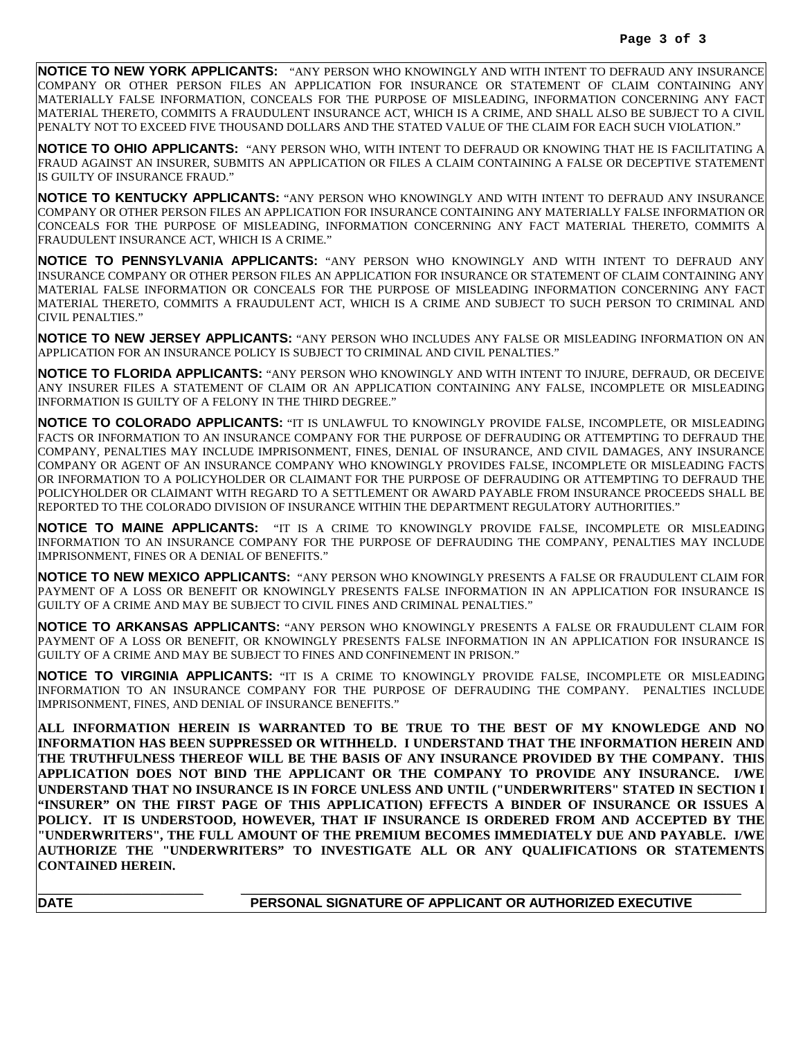**NOTICE TO NEW YORK APPLICANTS:** "ANY PERSON WHO KNOWINGLY AND WITH INTENT TO DEFRAUD ANY INSURANCE COMPANY OR OTHER PERSON FILES AN APPLICATION FOR INSURANCE OR STATEMENT OF CLAIM CONTAINING ANY MATERIALLY FALSE INFORMATION, CONCEALS FOR THE PURPOSE OF MISLEADING, INFORMATION CONCERNING ANY FACT MATERIAL THERETO, COMMITS A FRAUDULENT INSURANCE ACT, WHICH IS A CRIME, AND SHALL ALSO BE SUBJECT TO A CIVIL PENALTY NOT TO EXCEED FIVE THOUSAND DOLLARS AND THE STATED VALUE OF THE CLAIM FOR EACH SUCH VIOLATION."

**NOTICE TO OHIO APPLICANTS:** "ANY PERSON WHO, WITH INTENT TO DEFRAUD OR KNOWING THAT HE IS FACILITATING A FRAUD AGAINST AN INSURER, SUBMITS AN APPLICATION OR FILES A CLAIM CONTAINING A FALSE OR DECEPTIVE STATEMENT IS GUILTY OF INSURANCE FRAUD."

**NOTICE TO KENTUCKY APPLICANTS:** "ANY PERSON WHO KNOWINGLY AND WITH INTENT TO DEFRAUD ANY INSURANCE COMPANY OR OTHER PERSON FILES AN APPLICATION FOR INSURANCE CONTAINING ANY MATERIALLY FALSE INFORMATION OR CONCEALS FOR THE PURPOSE OF MISLEADING, INFORMATION CONCERNING ANY FACT MATERIAL THERETO, COMMITS A FRAUDULENT INSURANCE ACT, WHICH IS A CRIME."

**NOTICE TO PENNSYLVANIA APPLICANTS:** "ANY PERSON WHO KNOWINGLY AND WITH INTENT TO DEFRAUD ANY INSURANCE COMPANY OR OTHER PERSON FILES AN APPLICATION FOR INSURANCE OR STATEMENT OF CLAIM CONTAINING ANY MATERIAL FALSE INFORMATION OR CONCEALS FOR THE PURPOSE OF MISLEADING INFORMATION CONCERNING ANY FACT MATERIAL THERETO, COMMITS A FRAUDULENT ACT, WHICH IS A CRIME AND SUBJECT TO SUCH PERSON TO CRIMINAL AND CIVIL PENALTIES."

**NOTICE TO NEW JERSEY APPLICANTS:** "ANY PERSON WHO INCLUDES ANY FALSE OR MISLEADING INFORMATION ON AN APPLICATION FOR AN INSURANCE POLICY IS SUBJECT TO CRIMINAL AND CIVIL PENALTIES."

**NOTICE TO FLORIDA APPLICANTS:** "ANY PERSON WHO KNOWINGLY AND WITH INTENT TO INJURE, DEFRAUD, OR DECEIVE ANY INSURER FILES A STATEMENT OF CLAIM OR AN APPLICATION CONTAINING ANY FALSE, INCOMPLETE OR MISLEADING INFORMATION IS GUILTY OF A FELONY IN THE THIRD DEGREE."

**NOTICE TO COLORADO APPLICANTS:** "IT IS UNLAWFUL TO KNOWINGLY PROVIDE FALSE, INCOMPLETE, OR MISLEADING FACTS OR INFORMATION TO AN INSURANCE COMPANY FOR THE PURPOSE OF DEFRAUDING OR ATTEMPTING TO DEFRAUD THE COMPANY, PENALTIES MAY INCLUDE IMPRISONMENT, FINES, DENIAL OF INSURANCE, AND CIVIL DAMAGES, ANY INSURANCE COMPANY OR AGENT OF AN INSURANCE COMPANY WHO KNOWINGLY PROVIDES FALSE, INCOMPLETE OR MISLEADING FACTS OR INFORMATION TO A POLICYHOLDER OR CLAIMANT FOR THE PURPOSE OF DEFRAUDING OR ATTEMPTING TO DEFRAUD THE POLICYHOLDER OR CLAIMANT WITH REGARD TO A SETTLEMENT OR AWARD PAYABLE FROM INSURANCE PROCEEDS SHALL BE REPORTED TO THE COLORADO DIVISION OF INSURANCE WITHIN THE DEPARTMENT REGULATORY AUTHORITIES."

**NOTICE TO MAINE APPLICANTS:** "IT IS A CRIME TO KNOWINGLY PROVIDE FALSE, INCOMPLETE OR MISLEADING INFORMATION TO AN INSURANCE COMPANY FOR THE PURPOSE OF DEFRAUDING THE COMPANY, PENALTIES MAY INCLUDE IMPRISONMENT, FINES OR A DENIAL OF BENEFITS."

**NOTICE TO NEW MEXICO APPLICANTS:** "ANY PERSON WHO KNOWINGLY PRESENTS A FALSE OR FRAUDULENT CLAIM FOR PAYMENT OF A LOSS OR BENEFIT OR KNOWINGLY PRESENTS FALSE INFORMATION IN AN APPLICATION FOR INSURANCE IS GUILTY OF A CRIME AND MAY BE SUBJECT TO CIVIL FINES AND CRIMINAL PENALTIES."

**NOTICE TO ARKANSAS APPLICANTS:** "ANY PERSON WHO KNOWINGLY PRESENTS A FALSE OR FRAUDULENT CLAIM FOR PAYMENT OF A LOSS OR BENEFIT, OR KNOWINGLY PRESENTS FALSE INFORMATION IN AN APPLICATION FOR INSURANCE IS GUILTY OF A CRIME AND MAY BE SUBJECT TO FINES AND CONFINEMENT IN PRISON."

**NOTICE TO VIRGINIA APPLICANTS:** "IT IS A CRIME TO KNOWINGLY PROVIDE FALSE, INCOMPLETE OR MISLEADING INFORMATION TO AN INSURANCE COMPANY FOR THE PURPOSE OF DEFRAUDING THE COMPANY. PENALTIES INCLUDE IMPRISONMENT, FINES, AND DENIAL OF INSURANCE BENEFITS."

**ALL INFORMATION HEREIN IS WARRANTED TO BE TRUE TO THE BEST OF MY KNOWLEDGE AND NO INFORMATION HAS BEEN SUPPRESSED OR WITHHELD. I UNDERSTAND THAT THE INFORMATION HEREIN AND THE TRUTHFULNESS THEREOF WILL BE THE BASIS OF ANY INSURANCE PROVIDED BY THE COMPANY. THIS APPLICATION DOES NOT BIND THE APPLICANT OR THE COMPANY TO PROVIDE ANY INSURANCE. I/WE UNDERSTAND THAT NO INSURANCE IS IN FORCE UNLESS AND UNTIL ("UNDERWRITERS" STATED IN SECTION I "INSURER" ON THE FIRST PAGE OF THIS APPLICATION) EFFECTS A BINDER OF INSURANCE OR ISSUES A POLICY. IT IS UNDERSTOOD, HOWEVER, THAT IF INSURANCE IS ORDERED FROM AND ACCEPTED BY THE "UNDERWRITERS", THE FULL AMOUNT OF THE PREMIUM BECOMES IMMEDIATELY DUE AND PAYABLE. I/WE AUTHORIZE THE "UNDERWRITERS" TO INVESTIGATE ALL OR ANY QUALIFICATIONS OR STATEMENTS CONTAINED HEREIN.**

| | |
|---|---|
| \_\_\_\_\_\_\_\_\_\_\_\_\_\_\_\_\_\_\_\_ | \_\_\_\_\_\_\_\_\_\_\_\_\_\_\_\_\_\_\_\_\_\_\_\_\_\_\_\_\_\_\_\_\_\_\_\_\_\_\_\_\_\_\_\_ |
| **DATE** | **PERSONAL SIGNATURE OF APPLICANT OR AUTHORIZED EXECUTIVE** |